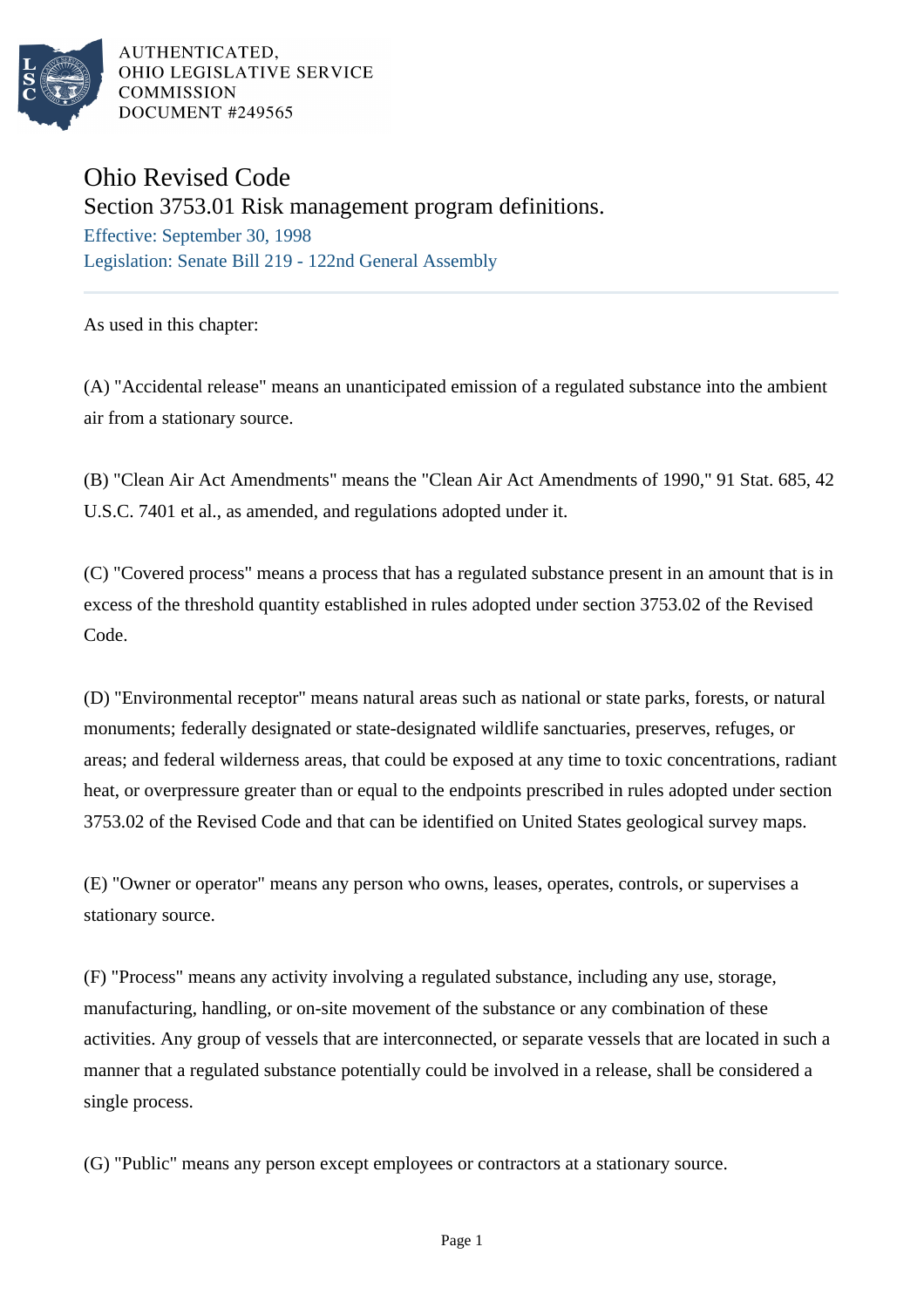AUTHENTICATED,
OHIO LEGISLATIVE SERVICE
COMMISSION
DOCUMENT #249565

# Ohio Revised Code

## Section 3753.01 Risk management program definitions.

Effective: September 30, 1998

Legislation: Senate Bill 219 - 122nd General Assembly

---

As used in this chapter:

(A) "Accidental release" means an unanticipated emission of a regulated substance into the ambient air from a stationary source.

(B) "Clean Air Act Amendments" means the "Clean Air Act Amendments of 1990," 91 Stat. 685, 42 U.S.C. 7401 et al., as amended, and regulations adopted under it.

(C) "Covered process" means a process that has a regulated substance present in an amount that is in excess of the threshold quantity established in rules adopted under section 3753.02 of the Revised Code.

(D) "Environmental receptor" means natural areas such as national or state parks, forests, or natural monuments; federally designated or state-designated wildlife sanctuaries, preserves, refuges, or areas; and federal wilderness areas, that could be exposed at any time to toxic concentrations, radiant heat, or overpressure greater than or equal to the endpoints prescribed in rules adopted under section 3753.02 of the Revised Code and that can be identified on United States geological survey maps.

(E) "Owner or operator" means any person who owns, leases, operates, controls, or supervises a stationary source.

(F) "Process" means any activity involving a regulated substance, including any use, storage, manufacturing, handling, or on-site movement of the substance or any combination of these activities. Any group of vessels that are interconnected, or separate vessels that are located in such a manner that a regulated substance potentially could be involved in a release, shall be considered a single process.

(G) "Public" means any person except employees or contractors at a stationary source.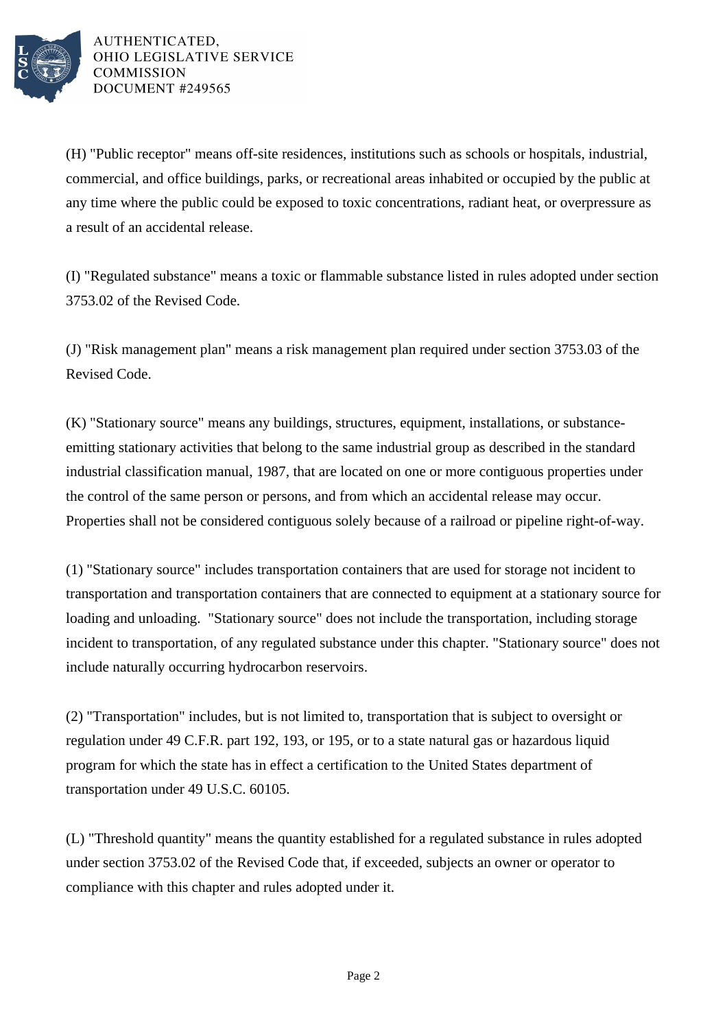(H) "Public receptor" means off-site residences, institutions such as schools or hospitals, industrial, commercial, and office buildings, parks, or recreational areas inhabited or occupied by the public at any time where the public could be exposed to toxic concentrations, radiant heat, or overpressure as a result of an accidental release.

(I) "Regulated substance" means a toxic or flammable substance listed in rules adopted under section 3753.02 of the Revised Code.

(J) "Risk management plan" means a risk management plan required under section 3753.03 of the Revised Code.

(K) "Stationary source" means any buildings, structures, equipment, installations, or substance-emitting stationary activities that belong to the same industrial group as described in the standard industrial classification manual, 1987, that are located on one or more contiguous properties under the control of the same person or persons, and from which an accidental release may occur. Properties shall not be considered contiguous solely because of a railroad or pipeline right-of-way.

(1) "Stationary source" includes transportation containers that are used for storage not incident to transportation and transportation containers that are connected to equipment at a stationary source for loading and unloading. "Stationary source" does not include the transportation, including storage incident to transportation, of any regulated substance under this chapter. "Stationary source" does not include naturally occurring hydrocarbon reservoirs.

(2) "Transportation" includes, but is not limited to, transportation that is subject to oversight or regulation under 49 C.F.R. part 192, 193, or 195, or to a state natural gas or hazardous liquid program for which the state has in effect a certification to the United States department of transportation under 49 U.S.C. 60105.

(L) "Threshold quantity" means the quantity established for a regulated substance in rules adopted under section 3753.02 of the Revised Code that, if exceeded, subjects an owner or operator to compliance with this chapter and rules adopted under it.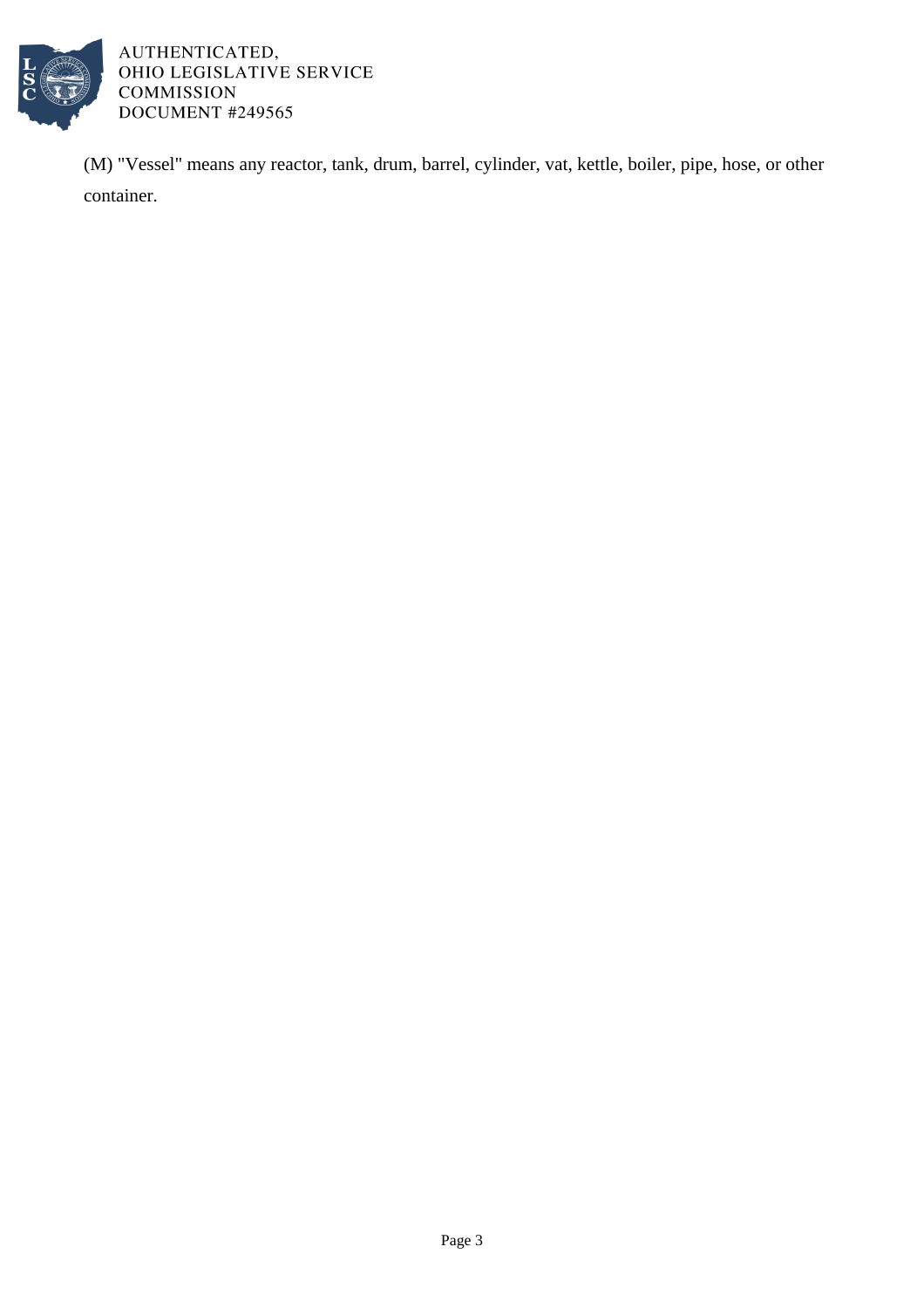(M) "Vessel" means any reactor, tank, drum, barrel, cylinder, vat, kettle, boiler, pipe, hose, or other container.